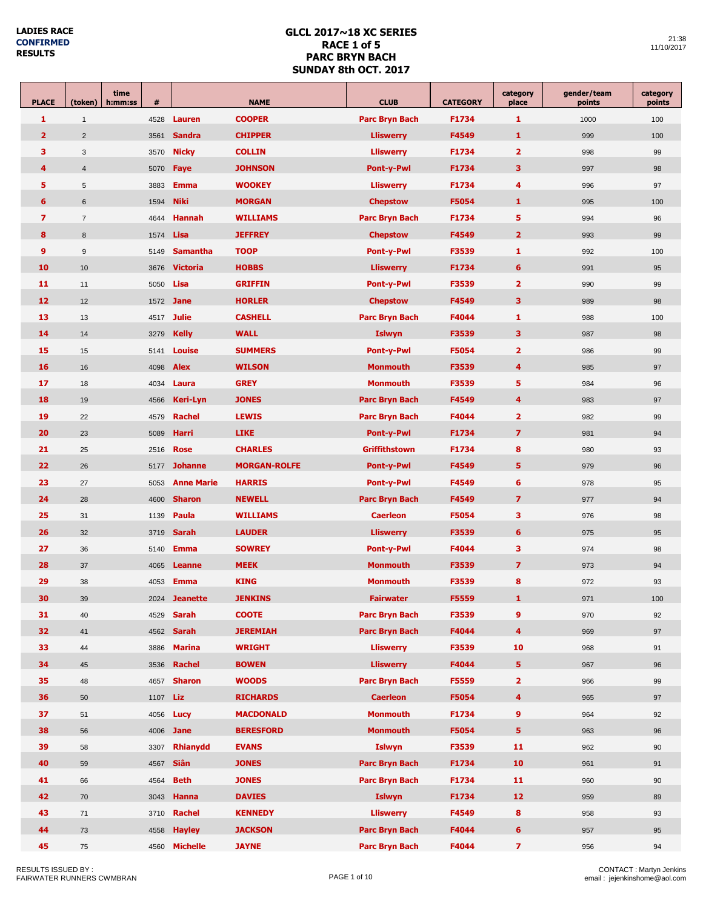**LADIES RACE**
**CONFIRMED**
**RESULTS**

# GLCL 2017~18 XC SERIES
## RACE 1 of 5
## PARC BRYN BACH
## SUNDAY 8th OCT. 2017

21:38
11/10/2017

| PLACE | (token) | time h:mm:ss | # | | NAME | CLUB | CATEGORY | category place | gender/team points | category points |
|---|---|---|---|---|---|---|---|---|---|---|
| 1 | 1 | | 4528 | Lauren | COOPER | Parc Bryn Bach | F1734 | 1 | 1000 | 100 |
| 2 | 2 | | 3561 | Sandra | CHIPPER | Lliswerry | F4549 | 1 | 999 | 100 |
| 3 | 3 | | 3570 | Nicky | COLLIN | Lliswerry | F1734 | 2 | 998 | 99 |
| 4 | 4 | | 5070 | Faye | JOHNSON | Pont-y-Pwl | F1734 | 3 | 997 | 98 |
| 5 | 5 | | 3883 | Emma | WOOKEY | Lliswerry | F1734 | 4 | 996 | 97 |
| 6 | 6 | | 1594 | Niki | MORGAN | Chepstow | F5054 | 1 | 995 | 100 |
| 7 | 7 | | 4644 | Hannah | WILLIAMS | Parc Bryn Bach | F1734 | 5 | 994 | 96 |
| 8 | 8 | | 1574 | Lisa | JEFFREY | Chepstow | F4549 | 2 | 993 | 99 |
| 9 | 9 | | 5149 | Samantha | TOOP | Pont-y-Pwl | F3539 | 1 | 992 | 100 |
| 10 | 10 | | 3676 | Victoria | HOBBS | Lliswerry | F1734 | 6 | 991 | 95 |
| 11 | 11 | | 5050 | Lisa | GRIFFIN | Pont-y-Pwl | F3539 | 2 | 990 | 99 |
| 12 | 12 | | 1572 | Jane | HORLER | Chepstow | F4549 | 3 | 989 | 98 |
| 13 | 13 | | 4517 | Julie | CASHELL | Parc Bryn Bach | F4044 | 1 | 988 | 100 |
| 14 | 14 | | 3279 | Kelly | WALL | Islwyn | F3539 | 3 | 987 | 98 |
| 15 | 15 | | 5141 | Louise | SUMMERS | Pont-y-Pwl | F5054 | 2 | 986 | 99 |
| 16 | 16 | | 4098 | Alex | WILSON | Monmouth | F3539 | 4 | 985 | 97 |
| 17 | 18 | | 4034 | Laura | GREY | Monmouth | F3539 | 5 | 984 | 96 |
| 18 | 19 | | 4566 | Keri-Lyn | JONES | Parc Bryn Bach | F4549 | 4 | 983 | 97 |
| 19 | 22 | | 4579 | Rachel | LEWIS | Parc Bryn Bach | F4044 | 2 | 982 | 99 |
| 20 | 23 | | 5089 | Harri | LIKE | Pont-y-Pwl | F1734 | 7 | 981 | 94 |
| 21 | 25 | | 2516 | Rose | CHARLES | Griffithstown | F1734 | 8 | 980 | 93 |
| 22 | 26 | | 5177 | Johanne | MORGAN-ROLFE | Pont-y-Pwl | F4549 | 5 | 979 | 96 |
| 23 | 27 | | 5053 | Anne Marie | HARRIS | Pont-y-Pwl | F4549 | 6 | 978 | 95 |
| 24 | 28 | | 4600 | Sharon | NEWELL | Parc Bryn Bach | F4549 | 7 | 977 | 94 |
| 25 | 31 | | 1139 | Paula | WILLIAMS | Caerleon | F5054 | 3 | 976 | 98 |
| 26 | 32 | | 3719 | Sarah | LAUDER | Lliswerry | F3539 | 6 | 975 | 95 |
| 27 | 36 | | 5140 | Emma | SOWREY | Pont-y-Pwl | F4044 | 3 | 974 | 98 |
| 28 | 37 | | 4065 | Leanne | MEEK | Monmouth | F3539 | 7 | 973 | 94 |
| 29 | 38 | | 4053 | Emma | KING | Monmouth | F3539 | 8 | 972 | 93 |
| 30 | 39 | | 2024 | Jeanette | JENKINS | Fairwater | F5559 | 1 | 971 | 100 |
| 31 | 40 | | 4529 | Sarah | COOTE | Parc Bryn Bach | F3539 | 9 | 970 | 92 |
| 32 | 41 | | 4562 | Sarah | JEREMIAH | Parc Bryn Bach | F4044 | 4 | 969 | 97 |
| 33 | 44 | | 3886 | Marina | WRIGHT | Lliswerry | F3539 | 10 | 968 | 91 |
| 34 | 45 | | 3536 | Rachel | BOWEN | Lliswerry | F4044 | 5 | 967 | 96 |
| 35 | 48 | | 4657 | Sharon | WOODS | Parc Bryn Bach | F5559 | 2 | 966 | 99 |
| 36 | 50 | | 1107 | Liz | RICHARDS | Caerleon | F5054 | 4 | 965 | 97 |
| 37 | 51 | | 4056 | Lucy | MACDONALD | Monmouth | F1734 | 9 | 964 | 92 |
| 38 | 56 | | 4006 | Jane | BERESFORD | Monmouth | F5054 | 5 | 963 | 96 |
| 39 | 58 | | 3307 | Rhianydd | EVANS | Islwyn | F3539 | 11 | 962 | 90 |
| 40 | 59 | | 4567 | Siân | JONES | Parc Bryn Bach | F1734 | 10 | 961 | 91 |
| 41 | 66 | | 4564 | Beth | JONES | Parc Bryn Bach | F1734 | 11 | 960 | 90 |
| 42 | 70 | | 3043 | Hanna | DAVIES | Islwyn | F1734 | 12 | 959 | 89 |
| 43 | 71 | | 3710 | Rachel | KENNEDY | Lliswerry | F4549 | 8 | 958 | 93 |
| 44 | 73 | | 4558 | Hayley | JACKSON | Parc Bryn Bach | F4044 | 6 | 957 | 95 |
| 45 | 75 | | 4560 | Michelle | JAYNE | Parc Bryn Bach | F4044 | 7 | 956 | 94 |

RESULTS ISSUED BY :
FAIRWATER RUNNERS CWMBRAN

CONTACT : Martyn Jenkins
email : jejenkinshome@aol.com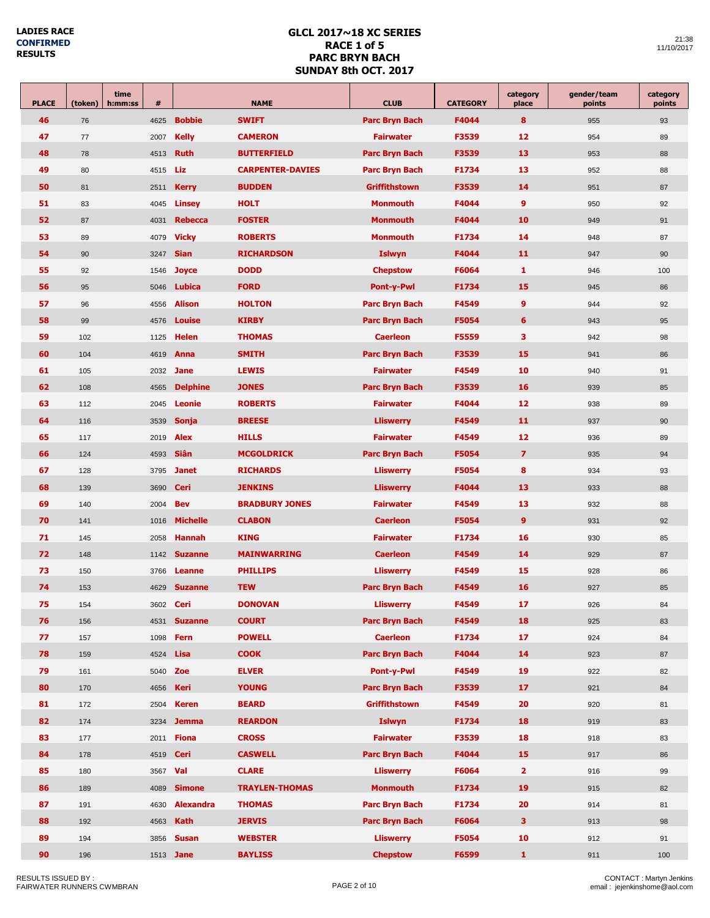LADIES RACE
CONFIRMED
RESULTS

# GLCL 2017~18 XC SERIES
## RACE 1 of 5
## PARC BRYN BACH
## SUNDAY 8th OCT. 2017

21:38
11/10/2017

| PLACE | (token) | time h:mm:ss | # | | NAME | CLUB | CATEGORY | category place | gender/team points | category points |
|---|---|---|---|---|---|---|---|---|---|---|
| 46 | 76 | | 4625 | Bobbie | SWIFT | Parc Bryn Bach | F4044 | 8 | 955 | 93 |
| 47 | 77 | | 2007 | Kelly | CAMERON | Fairwater | F3539 | 12 | 954 | 89 |
| 48 | 78 | | 4513 | Ruth | BUTTERFIELD | Parc Bryn Bach | F3539 | 13 | 953 | 88 |
| 49 | 80 | | 4515 | Liz | CARPENTER-DAVIES | Parc Bryn Bach | F1734 | 13 | 952 | 88 |
| 50 | 81 | | 2511 | Kerry | BUDDEN | Griffithstown | F3539 | 14 | 951 | 87 |
| 51 | 83 | | 4045 | Linsey | HOLT | Monmouth | F4044 | 9 | 950 | 92 |
| 52 | 87 | | 4031 | Rebecca | FOSTER | Monmouth | F4044 | 10 | 949 | 91 |
| 53 | 89 | | 4079 | Vicky | ROBERTS | Monmouth | F1734 | 14 | 948 | 87 |
| 54 | 90 | | 3247 | Sian | RICHARDSON | Islwyn | F4044 | 11 | 947 | 90 |
| 55 | 92 | | 1546 | Joyce | DODD | Chepstow | F6064 | 1 | 946 | 100 |
| 56 | 95 | | 5046 | Lubica | FORD | Pont-y-Pwl | F1734 | 15 | 945 | 86 |
| 57 | 96 | | 4556 | Alison | HOLTON | Parc Bryn Bach | F4549 | 9 | 944 | 92 |
| 58 | 99 | | 4576 | Louise | KIRBY | Parc Bryn Bach | F5054 | 6 | 943 | 95 |
| 59 | 102 | | 1125 | Helen | THOMAS | Caerleon | F5559 | 3 | 942 | 98 |
| 60 | 104 | | 4619 | Anna | SMITH | Parc Bryn Bach | F3539 | 15 | 941 | 86 |
| 61 | 105 | | 2032 | Jane | LEWIS | Fairwater | F4549 | 10 | 940 | 91 |
| 62 | 108 | | 4565 | Delphine | JONES | Parc Bryn Bach | F3539 | 16 | 939 | 85 |
| 63 | 112 | | 2045 | Leonie | ROBERTS | Fairwater | F4044 | 12 | 938 | 89 |
| 64 | 116 | | 3539 | Sonja | BREESE | Lliswerry | F4549 | 11 | 937 | 90 |
| 65 | 117 | | 2019 | Alex | HILLS | Fairwater | F4549 | 12 | 936 | 89 |
| 66 | 124 | | 4593 | Siân | MCGOLDRICK | Parc Bryn Bach | F5054 | 7 | 935 | 94 |
| 67 | 128 | | 3795 | Janet | RICHARDS | Lliswerry | F5054 | 8 | 934 | 93 |
| 68 | 139 | | 3690 | Ceri | JENKINS | Lliswerry | F4044 | 13 | 933 | 88 |
| 69 | 140 | | 2004 | Bev | BRADBURY JONES | Fairwater | F4549 | 13 | 932 | 88 |
| 70 | 141 | | 1016 | Michelle | CLABON | Caerleon | F5054 | 9 | 931 | 92 |
| 71 | 145 | | 2058 | Hannah | KING | Fairwater | F1734 | 16 | 930 | 85 |
| 72 | 148 | | 1142 | Suzanne | MAINWARRING | Caerleon | F4549 | 14 | 929 | 87 |
| 73 | 150 | | 3766 | Leanne | PHILLIPS | Lliswerry | F4549 | 15 | 928 | 86 |
| 74 | 153 | | 4629 | Suzanne | TEW | Parc Bryn Bach | F4549 | 16 | 927 | 85 |
| 75 | 154 | | 3602 | Ceri | DONOVAN | Lliswerry | F4549 | 17 | 926 | 84 |
| 76 | 156 | | 4531 | Suzanne | COURT | Parc Bryn Bach | F4549 | 18 | 925 | 83 |
| 77 | 157 | | 1098 | Fern | POWELL | Caerleon | F1734 | 17 | 924 | 84 |
| 78 | 159 | | 4524 | Lisa | COOK | Parc Bryn Bach | F4044 | 14 | 923 | 87 |
| 79 | 161 | | 5040 | Zoe | ELVER | Pont-y-Pwl | F4549 | 19 | 922 | 82 |
| 80 | 170 | | 4656 | Keri | YOUNG | Parc Bryn Bach | F3539 | 17 | 921 | 84 |
| 81 | 172 | | 2504 | Keren | BEARD | Griffithstown | F4549 | 20 | 920 | 81 |
| 82 | 174 | | 3234 | Jemma | REARDON | Islwyn | F1734 | 18 | 919 | 83 |
| 83 | 177 | | 2011 | Fiona | CROSS | Fairwater | F3539 | 18 | 918 | 83 |
| 84 | 178 | | 4519 | Ceri | CASWELL | Parc Bryn Bach | F4044 | 15 | 917 | 86 |
| 85 | 180 | | 3567 | Val | CLARE | Lliswerry | F6064 | 2 | 916 | 99 |
| 86 | 189 | | 4089 | Simone | TRAYLEN-THOMAS | Monmouth | F1734 | 19 | 915 | 82 |
| 87 | 191 | | 4630 | Alexandra | THOMAS | Parc Bryn Bach | F1734 | 20 | 914 | 81 |
| 88 | 192 | | 4563 | Kath | JERVIS | Parc Bryn Bach | F6064 | 3 | 913 | 98 |
| 89 | 194 | | 3856 | Susan | WEBSTER | Lliswerry | F5054 | 10 | 912 | 91 |
| 90 | 196 | | 1513 | Jane | BAYLISS | Chepstow | F6599 | 1 | 911 | 100 |

RESULTS ISSUED BY :
FAIRWATER RUNNERS CWMBRAN

CONTACT : Martyn Jenkins
email : jejenkinshome@aol.com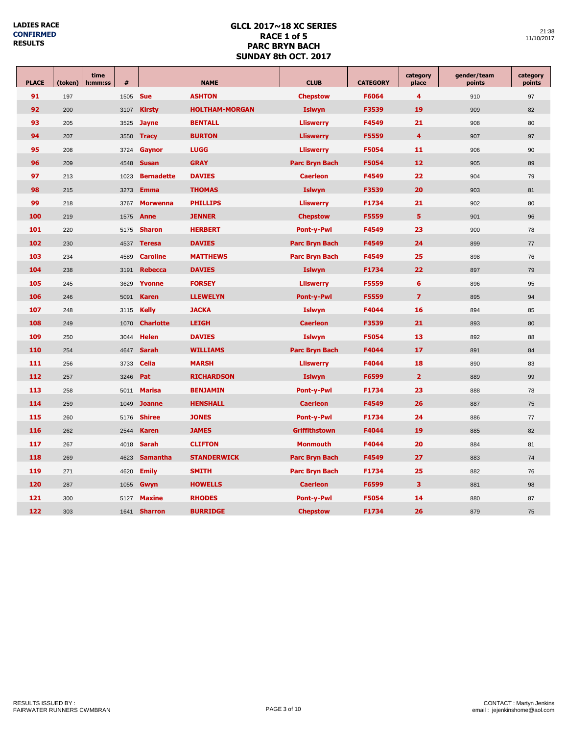**LADIES RACE**
**CONFIRMED**
**RESULTS**

# GLCL 2017~18 XC SERIES
## RACE 1 of 5
## PARC BRYN BACH
## SUNDAY 8th OCT. 2017

21:38
11/10/2017

| PLACE | (token) | time h:mm:ss | # | NAME | | CLUB | CATEGORY | category place | gender/team points | category points |
|---|---|---|---|---|---|---|---|---|---|---|
| 91 | 197 | | 1505 | Sue | ASHTON | Chepstow | F6064 | 4 | 910 | 97 |
| 92 | 200 | | 3107 | Kirsty | HOLTHAM-MORGAN | Islwyn | F3539 | 19 | 909 | 82 |
| 93 | 205 | | 3525 | Jayne | BENTALL | Lliswerry | F4549 | 21 | 908 | 80 |
| 94 | 207 | | 3550 | Tracy | BURTON | Lliswerry | F5559 | 4 | 907 | 97 |
| 95 | 208 | | 3724 | Gaynor | LUGG | Lliswerry | F5054 | 11 | 906 | 90 |
| 96 | 209 | | 4548 | Susan | GRAY | Parc Bryn Bach | F5054 | 12 | 905 | 89 |
| 97 | 213 | | 1023 | Bernadette | DAVIES | Caerleon | F4549 | 22 | 904 | 79 |
| 98 | 215 | | 3273 | Emma | THOMAS | Islwyn | F3539 | 20 | 903 | 81 |
| 99 | 218 | | 3767 | Morwenna | PHILLIPS | Lliswerry | F1734 | 21 | 902 | 80 |
| 100 | 219 | | 1575 | Anne | JENNER | Chepstow | F5559 | 5 | 901 | 96 |
| 101 | 220 | | 5175 | Sharon | HERBERT | Pont-y-Pwl | F4549 | 23 | 900 | 78 |
| 102 | 230 | | 4537 | Teresa | DAVIES | Parc Bryn Bach | F4549 | 24 | 899 | 77 |
| 103 | 234 | | 4589 | Caroline | MATTHEWS | Parc Bryn Bach | F4549 | 25 | 898 | 76 |
| 104 | 238 | | 3191 | Rebecca | DAVIES | Islwyn | F1734 | 22 | 897 | 79 |
| 105 | 245 | | 3629 | Yvonne | FORSEY | Lliswerry | F5559 | 6 | 896 | 95 |
| 106 | 246 | | 5091 | Karen | LLEWELYN | Pont-y-Pwl | F5559 | 7 | 895 | 94 |
| 107 | 248 | | 3115 | Kelly | JACKA | Islwyn | F4044 | 16 | 894 | 85 |
| 108 | 249 | | 1070 | Charlotte | LEIGH | Caerleon | F3539 | 21 | 893 | 80 |
| 109 | 250 | | 3044 | Helen | DAVIES | Islwyn | F5054 | 13 | 892 | 88 |
| 110 | 254 | | 4647 | Sarah | WILLIAMS | Parc Bryn Bach | F4044 | 17 | 891 | 84 |
| 111 | 256 | | 3733 | Celia | MARSH | Lliswerry | F4044 | 18 | 890 | 83 |
| 112 | 257 | | 3246 | Pat | RICHARDSON | Islwyn | F6599 | 2 | 889 | 99 |
| 113 | 258 | | 5011 | Marisa | BENJAMIN | Pont-y-Pwl | F1734 | 23 | 888 | 78 |
| 114 | 259 | | 1049 | Joanne | HENSHALL | Caerleon | F4549 | 26 | 887 | 75 |
| 115 | 260 | | 5176 | Shiree | JONES | Pont-y-Pwl | F1734 | 24 | 886 | 77 |
| 116 | 262 | | 2544 | Karen | JAMES | Griffithstown | F4044 | 19 | 885 | 82 |
| 117 | 267 | | 4018 | Sarah | CLIFTON | Monmouth | F4044 | 20 | 884 | 81 |
| 118 | 269 | | 4623 | Samantha | STANDERWICK | Parc Bryn Bach | F4549 | 27 | 883 | 74 |
| 119 | 271 | | 4620 | Emily | SMITH | Parc Bryn Bach | F1734 | 25 | 882 | 76 |
| 120 | 287 | | 1055 | Gwyn | HOWELLS | Caerleon | F6599 | 3 | 881 | 98 |
| 121 | 300 | | 5127 | Maxine | RHODES | Pont-y-Pwl | F5054 | 14 | 880 | 87 |
| 122 | 303 | | 1641 | Sharron | BURRIDGE | Chepstow | F1734 | 26 | 879 | 75 |

RESULTS ISSUED BY :
FAIRWATER RUNNERS CWMBRAN

CONTACT : Martyn Jenkins
email : jejenkinshome@aol.com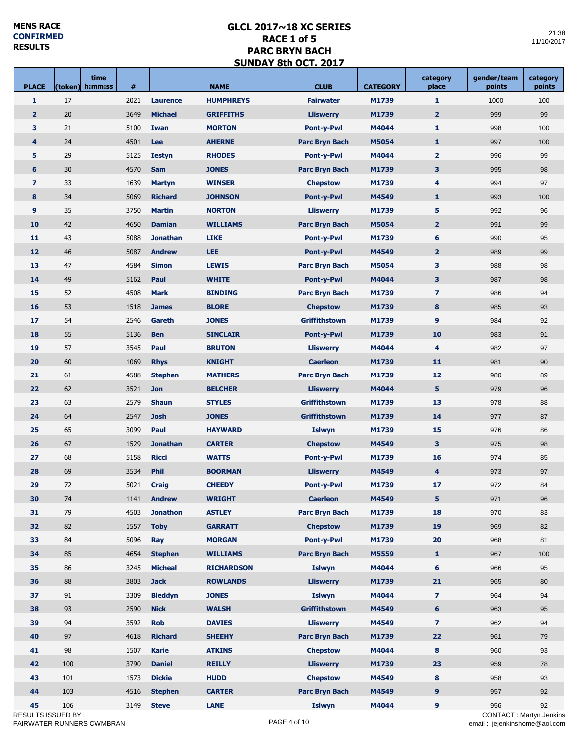**MENS RACE**
**CONFIRMED**
**RESULTS**

# GLCL 2017~18 XC SERIES
## RACE 1 of 5
## PARC BRYN BACH
## SUNDAY 8th OCT. 2017

21:38
11/10/2017

| PLACE | (token) | time h:mm:ss | # | | NAME | CLUB | CATEGORY | category place | gender/team points | category points |
|---|---|---|---|---|---|---|---|---|---|---|
| 1 | 17 | | 2021 | Laurence | HUMPHREYS | Fairwater | M1739 | 1 | 1000 | 100 |
| 2 | 20 | | 3649 | Michael | GRIFFITHS | Lliswerry | M1739 | 2 | 999 | 99 |
| 3 | 21 | | 5100 | Iwan | MORTON | Pont-y-Pwl | M4044 | 1 | 998 | 100 |
| 4 | 24 | | 4501 | Lee | AHERNE | Parc Bryn Bach | M5054 | 1 | 997 | 100 |
| 5 | 29 | | 5125 | Iestyn | RHODES | Pont-y-Pwl | M4044 | 2 | 996 | 99 |
| 6 | 30 | | 4570 | Sam | JONES | Parc Bryn Bach | M1739 | 3 | 995 | 98 |
| 7 | 33 | | 1639 | Martyn | WINSER | Chepstow | M1739 | 4 | 994 | 97 |
| 8 | 34 | | 5069 | Richard | JOHNSON | Pont-y-Pwl | M4549 | 1 | 993 | 100 |
| 9 | 35 | | 3750 | Martin | NORTON | Lliswerry | M1739 | 5 | 992 | 96 |
| 10 | 42 | | 4650 | Damian | WILLIAMS | Parc Bryn Bach | M5054 | 2 | 991 | 99 |
| 11 | 43 | | 5088 | Jonathan | LIKE | Pont-y-Pwl | M1739 | 6 | 990 | 95 |
| 12 | 46 | | 5087 | Andrew | LEE | Pont-y-Pwl | M4549 | 2 | 989 | 99 |
| 13 | 47 | | 4584 | Simon | LEWIS | Parc Bryn Bach | M5054 | 3 | 988 | 98 |
| 14 | 49 | | 5162 | Paul | WHITE | Pont-y-Pwl | M4044 | 3 | 987 | 98 |
| 15 | 52 | | 4508 | Mark | BINDING | Parc Bryn Bach | M1739 | 7 | 986 | 94 |
| 16 | 53 | | 1518 | James | BLORE | Chepstow | M1739 | 8 | 985 | 93 |
| 17 | 54 | | 2546 | Gareth | JONES | Griffithstown | M1739 | 9 | 984 | 92 |
| 18 | 55 | | 5136 | Ben | SINCLAIR | Pont-y-Pwl | M1739 | 10 | 983 | 91 |
| 19 | 57 | | 3545 | Paul | BRUTON | Lliswerry | M4044 | 4 | 982 | 97 |
| 20 | 60 | | 1069 | Rhys | KNIGHT | Caerleon | M1739 | 11 | 981 | 90 |
| 21 | 61 | | 4588 | Stephen | MATHERS | Parc Bryn Bach | M1739 | 12 | 980 | 89 |
| 22 | 62 | | 3521 | Jon | BELCHER | Lliswerry | M4044 | 5 | 979 | 96 |
| 23 | 63 | | 2579 | Shaun | STYLES | Griffithstown | M1739 | 13 | 978 | 88 |
| 24 | 64 | | 2547 | Josh | JONES | Griffithstown | M1739 | 14 | 977 | 87 |
| 25 | 65 | | 3099 | Paul | HAYWARD | Islwyn | M1739 | 15 | 976 | 86 |
| 26 | 67 | | 1529 | Jonathan | CARTER | Chepstow | M4549 | 3 | 975 | 98 |
| 27 | 68 | | 5158 | Ricci | WATTS | Pont-y-Pwl | M1739 | 16 | 974 | 85 |
| 28 | 69 | | 3534 | Phil | BOORMAN | Lliswerry | M4549 | 4 | 973 | 97 |
| 29 | 72 | | 5021 | Craig | CHEEDY | Pont-y-Pwl | M1739 | 17 | 972 | 84 |
| 30 | 74 | | 1141 | Andrew | WRIGHT | Caerleon | M4549 | 5 | 971 | 96 |
| 31 | 79 | | 4503 | Jonathon | ASTLEY | Parc Bryn Bach | M1739 | 18 | 970 | 83 |
| 32 | 82 | | 1557 | Toby | GARRATT | Chepstow | M1739 | 19 | 969 | 82 |
| 33 | 84 | | 5096 | Ray | MORGAN | Pont-y-Pwl | M1739 | 20 | 968 | 81 |
| 34 | 85 | | 4654 | Stephen | WILLIAMS | Parc Bryn Bach | M5559 | 1 | 967 | 100 |
| 35 | 86 | | 3245 | Micheal | RICHARDSON | Islwyn | M4044 | 6 | 966 | 95 |
| 36 | 88 | | 3803 | Jack | ROWLANDS | Lliswerry | M1739 | 21 | 965 | 80 |
| 37 | 91 | | 3309 | Bleddyn | JONES | Islwyn | M4044 | 7 | 964 | 94 |
| 38 | 93 | | 2590 | Nick | WALSH | Griffithstown | M4549 | 6 | 963 | 95 |
| 39 | 94 | | 3592 | Rob | DAVIES | Lliswerry | M4549 | 7 | 962 | 94 |
| 40 | 97 | | 4618 | Richard | SHEEHY | Parc Bryn Bach | M1739 | 22 | 961 | 79 |
| 41 | 98 | | 1507 | Karie | ATKINS | Chepstow | M4044 | 8 | 960 | 93 |
| 42 | 100 | | 3790 | Daniel | REILLY | Lliswerry | M1739 | 23 | 959 | 78 |
| 43 | 101 | | 1573 | Dickie | HUDD | Chepstow | M4549 | 8 | 958 | 93 |
| 44 | 103 | | 4516 | Stephen | CARTER | Parc Bryn Bach | M4549 | 9 | 957 | 92 |
| 45 | 106 | | 3149 | Steve | LANE | Islwyn | M4044 | 9 | 956 | 92 |

RESULTS ISSUED BY :
FAIRWATER RUNNERS CWMBRAN

CONTACT : Martyn Jenkins
email : jejenkinshome@aol.com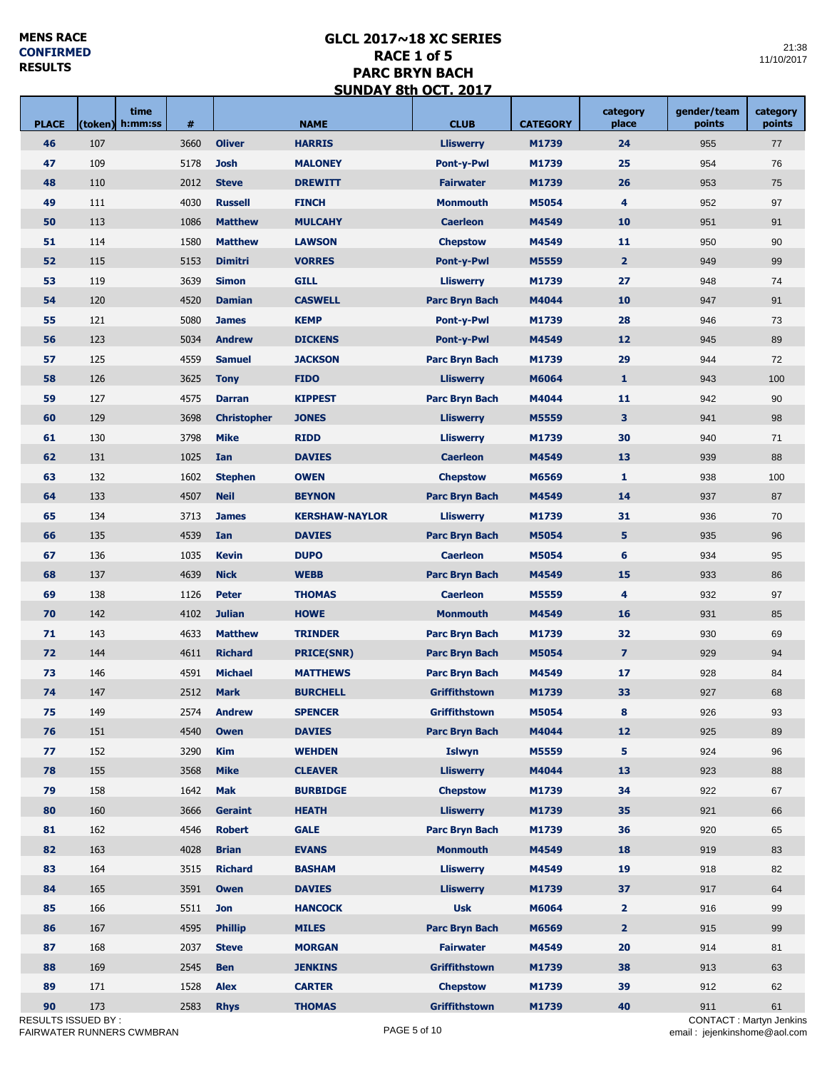MENS RACE
CONFIRMED
RESULTS

# GLCL 2017~18 XC SERIES
## RACE 1 of 5
## PARC BRYN BACH
## SUNDAY 8th OCT. 2017

21:38
11/10/2017

| PLACE | (token) | time h:mm:ss | # | | NAME | CLUB | CATEGORY | category place | gender/team points | category points |
|---|---|---|---|---|---|---|---|---|---|---|
| 46 | 107 | | 3660 | Oliver | HARRIS | Lliswerry | M1739 | 24 | 955 | 77 |
| 47 | 109 | | 5178 | Josh | MALONEY | Pont-y-Pwl | M1739 | 25 | 954 | 76 |
| 48 | 110 | | 2012 | Steve | DREWITT | Fairwater | M1739 | 26 | 953 | 75 |
| 49 | 111 | | 4030 | Russell | FINCH | Monmouth | M5054 | 4 | 952 | 97 |
| 50 | 113 | | 1086 | Matthew | MULCAHY | Caerleon | M4549 | 10 | 951 | 91 |
| 51 | 114 | | 1580 | Matthew | LAWSON | Chepstow | M4549 | 11 | 950 | 90 |
| 52 | 115 | | 5153 | Dimitri | VORRES | Pont-y-Pwl | M5559 | 2 | 949 | 99 |
| 53 | 119 | | 3639 | Simon | GILL | Lliswerry | M1739 | 27 | 948 | 74 |
| 54 | 120 | | 4520 | Damian | CASWELL | Parc Bryn Bach | M4044 | 10 | 947 | 91 |
| 55 | 121 | | 5080 | James | KEMP | Pont-y-Pwl | M1739 | 28 | 946 | 73 |
| 56 | 123 | | 5034 | Andrew | DICKENS | Pont-y-Pwl | M4549 | 12 | 945 | 89 |
| 57 | 125 | | 4559 | Samuel | JACKSON | Parc Bryn Bach | M1739 | 29 | 944 | 72 |
| 58 | 126 | | 3625 | Tony | FIDO | Lliswerry | M6064 | 1 | 943 | 100 |
| 59 | 127 | | 4575 | Darran | KIPPEST | Parc Bryn Bach | M4044 | 11 | 942 | 90 |
| 60 | 129 | | 3698 | Christopher | JONES | Lliswerry | M5559 | 3 | 941 | 98 |
| 61 | 130 | | 3798 | Mike | RIDD | Lliswerry | M1739 | 30 | 940 | 71 |
| 62 | 131 | | 1025 | Ian | DAVIES | Caerleon | M4549 | 13 | 939 | 88 |
| 63 | 132 | | 1602 | Stephen | OWEN | Chepstow | M6569 | 1 | 938 | 100 |
| 64 | 133 | | 4507 | Neil | BEYNON | Parc Bryn Bach | M4549 | 14 | 937 | 87 |
| 65 | 134 | | 3713 | James | KERSHAW-NAYLOR | Lliswerry | M1739 | 31 | 936 | 70 |
| 66 | 135 | | 4539 | Ian | DAVIES | Parc Bryn Bach | M5054 | 5 | 935 | 96 |
| 67 | 136 | | 1035 | Kevin | DUPO | Caerleon | M5054 | 6 | 934 | 95 |
| 68 | 137 | | 4639 | Nick | WEBB | Parc Bryn Bach | M4549 | 15 | 933 | 86 |
| 69 | 138 | | 1126 | Peter | THOMAS | Caerleon | M5559 | 4 | 932 | 97 |
| 70 | 142 | | 4102 | Julian | HOWE | Monmouth | M4549 | 16 | 931 | 85 |
| 71 | 143 | | 4633 | Matthew | TRINDER | Parc Bryn Bach | M1739 | 32 | 930 | 69 |
| 72 | 144 | | 4611 | Richard | PRICE(SNR) | Parc Bryn Bach | M5054 | 7 | 929 | 94 |
| 73 | 146 | | 4591 | Michael | MATTHEWS | Parc Bryn Bach | M4549 | 17 | 928 | 84 |
| 74 | 147 | | 2512 | Mark | BURCHELL | Griffithstown | M1739 | 33 | 927 | 68 |
| 75 | 149 | | 2574 | Andrew | SPENCER | Griffithstown | M5054 | 8 | 926 | 93 |
| 76 | 151 | | 4540 | Owen | DAVIES | Parc Bryn Bach | M4044 | 12 | 925 | 89 |
| 77 | 152 | | 3290 | Kim | WEHDEN | Islwyn | M5559 | 5 | 924 | 96 |
| 78 | 155 | | 3568 | Mike | CLEAVER | Lliswerry | M4044 | 13 | 923 | 88 |
| 79 | 158 | | 1642 | Mak | BURBIDGE | Chepstow | M1739 | 34 | 922 | 67 |
| 80 | 160 | | 3666 | Geraint | HEATH | Lliswerry | M1739 | 35 | 921 | 66 |
| 81 | 162 | | 4546 | Robert | GALE | Parc Bryn Bach | M1739 | 36 | 920 | 65 |
| 82 | 163 | | 4028 | Brian | EVANS | Monmouth | M4549 | 18 | 919 | 83 |
| 83 | 164 | | 3515 | Richard | BASHAM | Lliswerry | M4549 | 19 | 918 | 82 |
| 84 | 165 | | 3591 | Owen | DAVIES | Lliswerry | M1739 | 37 | 917 | 64 |
| 85 | 166 | | 5511 | Jon | HANCOCK | Usk | M6064 | 2 | 916 | 99 |
| 86 | 167 | | 4595 | Phillip | MILES | Parc Bryn Bach | M6569 | 2 | 915 | 99 |
| 87 | 168 | | 2037 | Steve | MORGAN | Fairwater | M4549 | 20 | 914 | 81 |
| 88 | 169 | | 2545 | Ben | JENKINS | Griffithstown | M1739 | 38 | 913 | 63 |
| 89 | 171 | | 1528 | Alex | CARTER | Chepstow | M1739 | 39 | 912 | 62 |
| 90 | 173 | | 2583 | Rhys | THOMAS | Griffithstown | M1739 | 40 | 911 | 61 |

RESULTS ISSUED BY :
FAIRWATER RUNNERS CWMBRAN

CONTACT : Martyn Jenkins
email : jejenkinshome@aol.com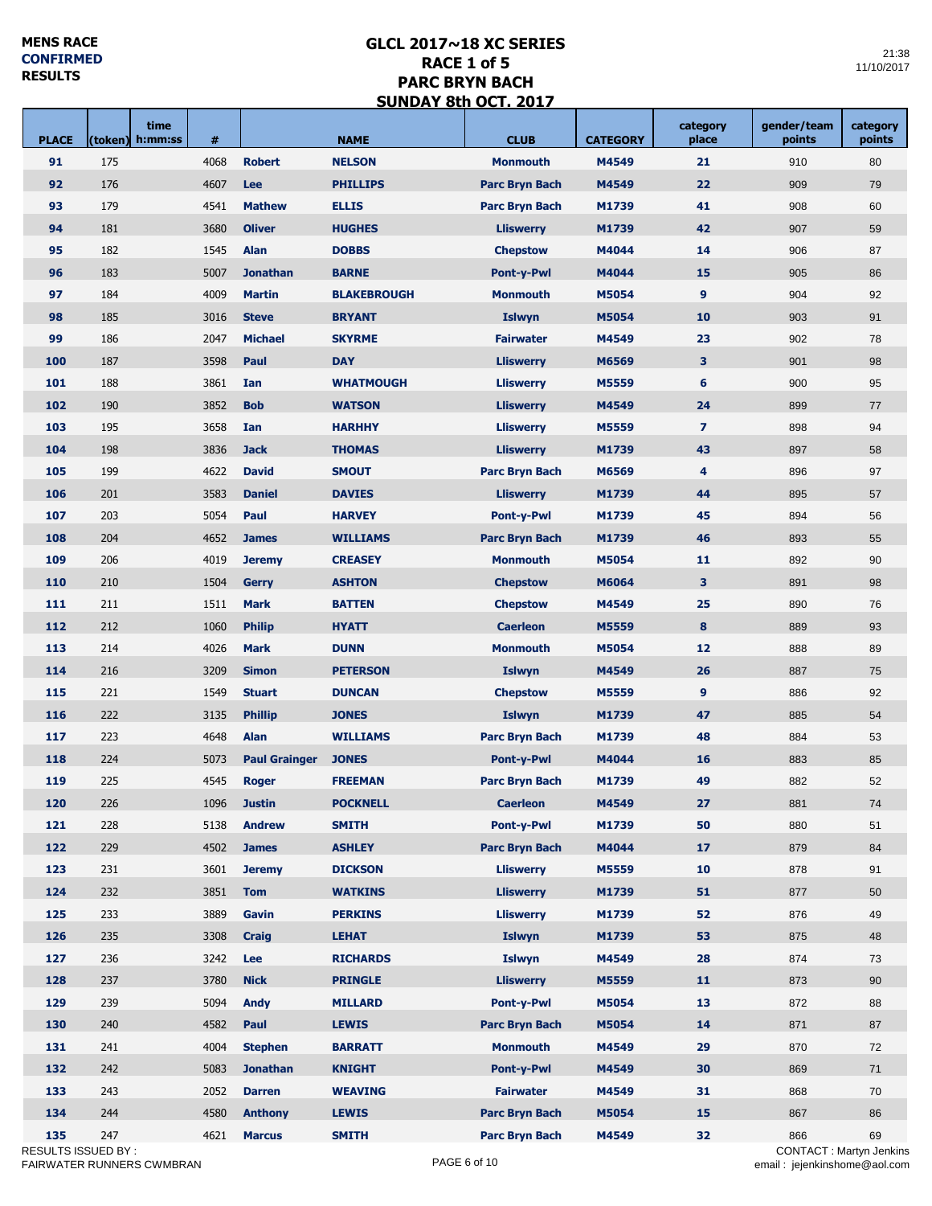**MENS RACE**
**CONFIRMED**
**RESULTS**

# GLCL 2017~18 XC SERIES
## RACE 1 of 5
## PARC BRYN BACH
## SUNDAY 8th OCT. 2017

21:38
11/10/2017

| PLACE | (token) | time h:mm:ss | # | | NAME | CLUB | CATEGORY | category place | gender/team points | category points |
|---|---|---|---|---|---|---|---|---|---|---|
| 91 | 175 | | 4068 | Robert | NELSON | Monmouth | M4549 | 21 | 910 | 80 |
| 92 | 176 | | 4607 | Lee | PHILLIPS | Parc Bryn Bach | M4549 | 22 | 909 | 79 |
| 93 | 179 | | 4541 | Mathew | ELLIS | Parc Bryn Bach | M1739 | 41 | 908 | 60 |
| 94 | 181 | | 3680 | Oliver | HUGHES | Lliswerry | M1739 | 42 | 907 | 59 |
| 95 | 182 | | 1545 | Alan | DOBBS | Chepstow | M4044 | 14 | 906 | 87 |
| 96 | 183 | | 5007 | Jonathan | BARNE | Pont-y-Pwl | M4044 | 15 | 905 | 86 |
| 97 | 184 | | 4009 | Martin | BLAKEBROUGH | Monmouth | M5054 | 9 | 904 | 92 |
| 98 | 185 | | 3016 | Steve | BRYANT | Islwyn | M5054 | 10 | 903 | 91 |
| 99 | 186 | | 2047 | Michael | SKYRME | Fairwater | M4549 | 23 | 902 | 78 |
| 100 | 187 | | 3598 | Paul | DAY | Lliswerry | M6569 | 3 | 901 | 98 |
| 101 | 188 | | 3861 | Ian | WHATMOUGH | Lliswerry | M5559 | 6 | 900 | 95 |
| 102 | 190 | | 3852 | Bob | WATSON | Lliswerry | M4549 | 24 | 899 | 77 |
| 103 | 195 | | 3658 | Ian | HARHHY | Lliswerry | M5559 | 7 | 898 | 94 |
| 104 | 198 | | 3836 | Jack | THOMAS | Lliswerry | M1739 | 43 | 897 | 58 |
| 105 | 199 | | 4622 | David | SMOUT | Parc Bryn Bach | M6569 | 4 | 896 | 97 |
| 106 | 201 | | 3583 | Daniel | DAVIES | Lliswerry | M1739 | 44 | 895 | 57 |
| 107 | 203 | | 5054 | Paul | HARVEY | Pont-y-Pwl | M1739 | 45 | 894 | 56 |
| 108 | 204 | | 4652 | James | WILLIAMS | Parc Bryn Bach | M1739 | 46 | 893 | 55 |
| 109 | 206 | | 4019 | Jeremy | CREASEY | Monmouth | M5054 | 11 | 892 | 90 |
| 110 | 210 | | 1504 | Gerry | ASHTON | Chepstow | M6064 | 3 | 891 | 98 |
| 111 | 211 | | 1511 | Mark | BATTEN | Chepstow | M4549 | 25 | 890 | 76 |
| 112 | 212 | | 1060 | Philip | HYATT | Caerleon | M5559 | 8 | 889 | 93 |
| 113 | 214 | | 4026 | Mark | DUNN | Monmouth | M5054 | 12 | 888 | 89 |
| 114 | 216 | | 3209 | Simon | PETERSON | Islwyn | M4549 | 26 | 887 | 75 |
| 115 | 221 | | 1549 | Stuart | DUNCAN | Chepstow | M5559 | 9 | 886 | 92 |
| 116 | 222 | | 3135 | Phillip | JONES | Islwyn | M1739 | 47 | 885 | 54 |
| 117 | 223 | | 4648 | Alan | WILLIAMS | Parc Bryn Bach | M1739 | 48 | 884 | 53 |
| 118 | 224 | | 5073 | Paul Grainger | JONES | Pont-y-Pwl | M4044 | 16 | 883 | 85 |
| 119 | 225 | | 4545 | Roger | FREEMAN | Parc Bryn Bach | M1739 | 49 | 882 | 52 |
| 120 | 226 | | 1096 | Justin | POCKNELL | Caerleon | M4549 | 27 | 881 | 74 |
| 121 | 228 | | 5138 | Andrew | SMITH | Pont-y-Pwl | M1739 | 50 | 880 | 51 |
| 122 | 229 | | 4502 | James | ASHLEY | Parc Bryn Bach | M4044 | 17 | 879 | 84 |
| 123 | 231 | | 3601 | Jeremy | DICKSON | Lliswerry | M5559 | 10 | 878 | 91 |
| 124 | 232 | | 3851 | Tom | WATKINS | Lliswerry | M1739 | 51 | 877 | 50 |
| 125 | 233 | | 3889 | Gavin | PERKINS | Lliswerry | M1739 | 52 | 876 | 49 |
| 126 | 235 | | 3308 | Craig | LEHAT | Islwyn | M1739 | 53 | 875 | 48 |
| 127 | 236 | | 3242 | Lee | RICHARDS | Islwyn | M4549 | 28 | 874 | 73 |
| 128 | 237 | | 3780 | Nick | PRINGLE | Lliswerry | M5559 | 11 | 873 | 90 |
| 129 | 239 | | 5094 | Andy | MILLARD | Pont-y-Pwl | M5054 | 13 | 872 | 88 |
| 130 | 240 | | 4582 | Paul | LEWIS | Parc Bryn Bach | M5054 | 14 | 871 | 87 |
| 131 | 241 | | 4004 | Stephen | BARRATT | Monmouth | M4549 | 29 | 870 | 72 |
| 132 | 242 | | 5083 | Jonathan | KNIGHT | Pont-y-Pwl | M4549 | 30 | 869 | 71 |
| 133 | 243 | | 2052 | Darren | WEAVING | Fairwater | M4549 | 31 | 868 | 70 |
| 134 | 244 | | 4580 | Anthony | LEWIS | Parc Bryn Bach | M5054 | 15 | 867 | 86 |
| 135 | 247 | | 4621 | Marcus | SMITH | Parc Bryn Bach | M4549 | 32 | 866 | 69 |

RESULTS ISSUED BY :
FAIRWATER RUNNERS CWMBRAN

CONTACT : Martyn Jenkins
email : jejenkinshome@aol.com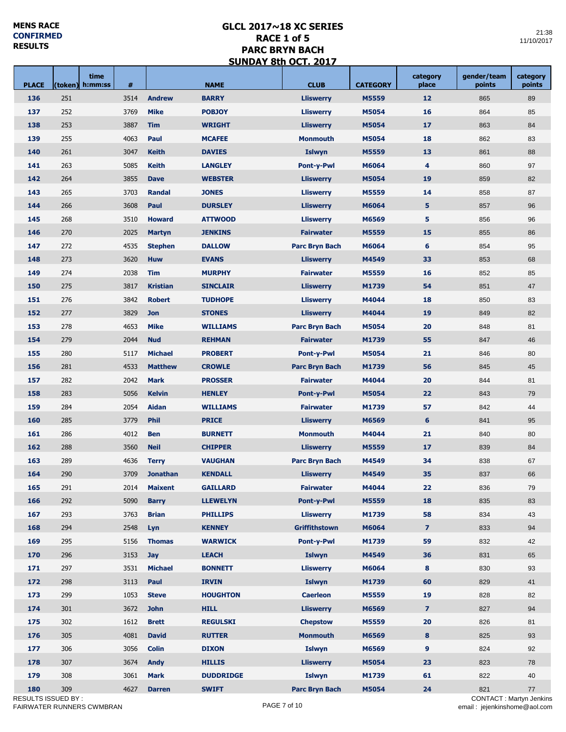**MENS RACE**
**CONFIRMED**
**RESULTS**

# GLCL 2017~18 XC SERIES
## RACE 1 of 5
## PARC BRYN BACH
## SUNDAY 8th OCT. 2017

21:38
11/10/2017

| PLACE | (token) | time h:mm:ss | # | | NAME | CLUB | CATEGORY | category place | gender/team points | category points |
|---|---|---|---|---|---|---|---|---|---|---|
| 136 | 251 | | 3514 | Andrew | BARRY | Lliswerry | M5559 | 12 | 865 | 89 |
| 137 | 252 | | 3769 | Mike | POBJOY | Lliswerry | M5054 | 16 | 864 | 85 |
| 138 | 253 | | 3887 | Tim | WRIGHT | Lliswerry | M5054 | 17 | 863 | 84 |
| 139 | 255 | | 4063 | Paul | MCAFEE | Monmouth | M5054 | 18 | 862 | 83 |
| 140 | 261 | | 3047 | Keith | DAVIES | Islwyn | M5559 | 13 | 861 | 88 |
| 141 | 263 | | 5085 | Keith | LANGLEY | Pont-y-Pwl | M6064 | 4 | 860 | 97 |
| 142 | 264 | | 3855 | Dave | WEBSTER | Lliswerry | M5054 | 19 | 859 | 82 |
| 143 | 265 | | 3703 | Randal | JONES | Lliswerry | M5559 | 14 | 858 | 87 |
| 144 | 266 | | 3608 | Paul | DURSLEY | Lliswerry | M6064 | 5 | 857 | 96 |
| 145 | 268 | | 3510 | Howard | ATTWOOD | Lliswerry | M6569 | 5 | 856 | 96 |
| 146 | 270 | | 2025 | Martyn | JENKINS | Fairwater | M5559 | 15 | 855 | 86 |
| 147 | 272 | | 4535 | Stephen | DALLOW | Parc Bryn Bach | M6064 | 6 | 854 | 95 |
| 148 | 273 | | 3620 | Huw | EVANS | Lliswerry | M4549 | 33 | 853 | 68 |
| 149 | 274 | | 2038 | Tim | MURPHY | Fairwater | M5559 | 16 | 852 | 85 |
| 150 | 275 | | 3817 | Kristian | SINCLAIR | Lliswerry | M1739 | 54 | 851 | 47 |
| 151 | 276 | | 3842 | Robert | TUDHOPE | Lliswerry | M4044 | 18 | 850 | 83 |
| 152 | 277 | | 3829 | Jon | STONES | Lliswerry | M4044 | 19 | 849 | 82 |
| 153 | 278 | | 4653 | Mike | WILLIAMS | Parc Bryn Bach | M5054 | 20 | 848 | 81 |
| 154 | 279 | | 2044 | Nud | REHMAN | Fairwater | M1739 | 55 | 847 | 46 |
| 155 | 280 | | 5117 | Michael | PROBERT | Pont-y-Pwl | M5054 | 21 | 846 | 80 |
| 156 | 281 | | 4533 | Matthew | CROWLE | Parc Bryn Bach | M1739 | 56 | 845 | 45 |
| 157 | 282 | | 2042 | Mark | PROSSER | Fairwater | M4044 | 20 | 844 | 81 |
| 158 | 283 | | 5056 | Kelvin | HENLEY | Pont-y-Pwl | M5054 | 22 | 843 | 79 |
| 159 | 284 | | 2054 | Aidan | WILLIAMS | Fairwater | M1739 | 57 | 842 | 44 |
| 160 | 285 | | 3779 | Phil | PRICE | Lliswerry | M6569 | 6 | 841 | 95 |
| 161 | 286 | | 4012 | Ben | BURNETT | Monmouth | M4044 | 21 | 840 | 80 |
| 162 | 288 | | 3560 | Neil | CHIPPER | Lliswerry | M5559 | 17 | 839 | 84 |
| 163 | 289 | | 4636 | Terry | VAUGHAN | Parc Bryn Bach | M4549 | 34 | 838 | 67 |
| 164 | 290 | | 3709 | Jonathan | KENDALL | Lliswerry | M4549 | 35 | 837 | 66 |
| 165 | 291 | | 2014 | Maixent | GAILLARD | Fairwater | M4044 | 22 | 836 | 79 |
| 166 | 292 | | 5090 | Barry | LLEWELYN | Pont-y-Pwl | M5559 | 18 | 835 | 83 |
| 167 | 293 | | 3763 | Brian | PHILLIPS | Lliswerry | M1739 | 58 | 834 | 43 |
| 168 | 294 | | 2548 | Lyn | KENNEY | Griffithstown | M6064 | 7 | 833 | 94 |
| 169 | 295 | | 5156 | Thomas | WARWICK | Pont-y-Pwl | M1739 | 59 | 832 | 42 |
| 170 | 296 | | 3153 | Jay | LEACH | Islwyn | M4549 | 36 | 831 | 65 |
| 171 | 297 | | 3531 | Michael | BONNETT | Lliswerry | M6064 | 8 | 830 | 93 |
| 172 | 298 | | 3113 | Paul | IRVIN | Islwyn | M1739 | 60 | 829 | 41 |
| 173 | 299 | | 1053 | Steve | HOUGHTON | Caerleon | M5559 | 19 | 828 | 82 |
| 174 | 301 | | 3672 | John | HILL | Lliswerry | M6569 | 7 | 827 | 94 |
| 175 | 302 | | 1612 | Brett | REGULSKI | Chepstow | M5559 | 20 | 826 | 81 |
| 176 | 305 | | 4081 | David | RUTTER | Monmouth | M6569 | 8 | 825 | 93 |
| 177 | 306 | | 3056 | Colin | DIXON | Islwyn | M6569 | 9 | 824 | 92 |
| 178 | 307 | | 3674 | Andy | HILLIS | Lliswerry | M5054 | 23 | 823 | 78 |
| 179 | 308 | | 3061 | Mark | DUDDRIDGE | Islwyn | M1739 | 61 | 822 | 40 |
| 180 | 309 | | 4627 | Darren | SWIFT | Parc Bryn Bach | M5054 | 24 | 821 | 77 |

RESULTS ISSUED BY :
FAIRWATER RUNNERS CWMBRAN

CONTACT : Martyn Jenkins
email : jejenkinshome@aol.com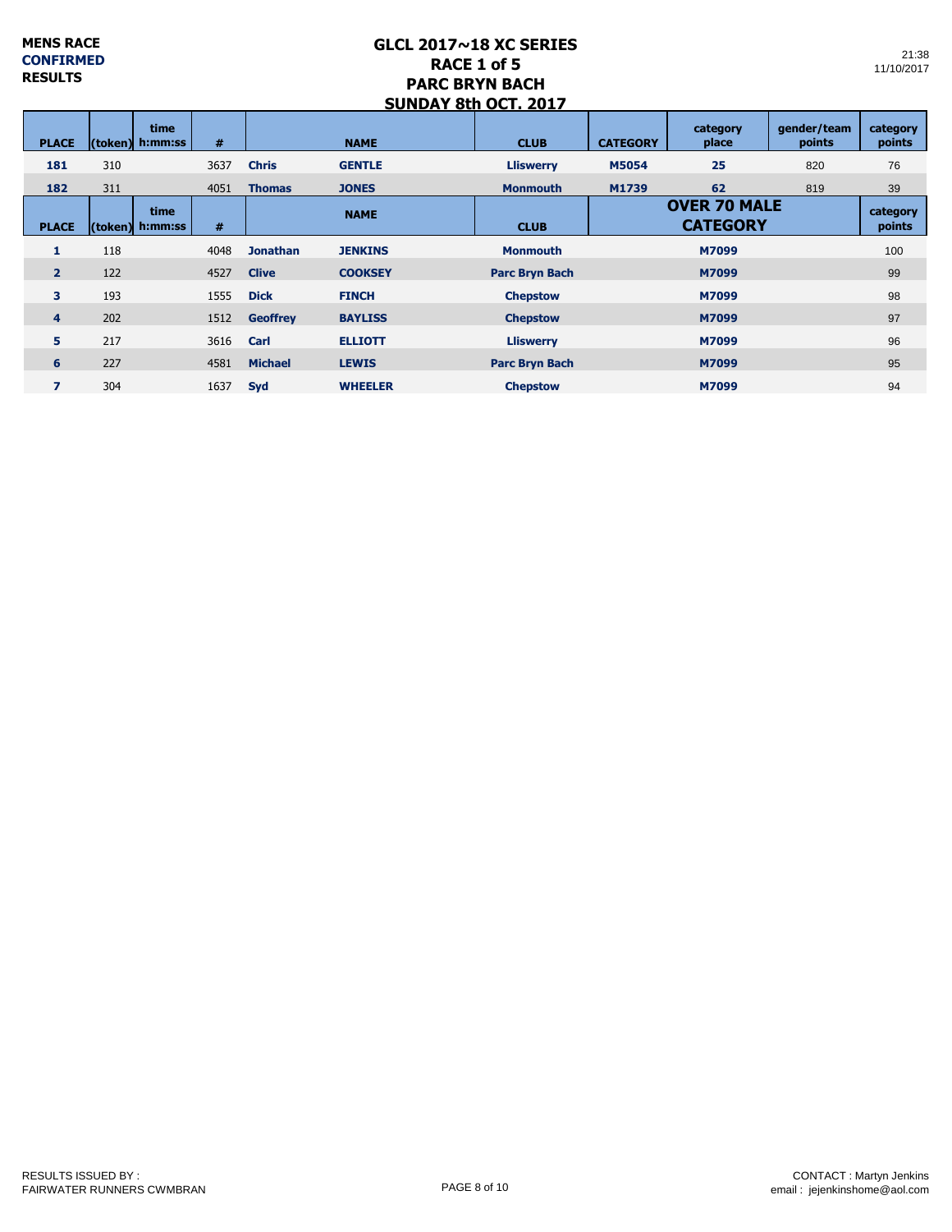MENS RACE
CONFIRMED
RESULTS

# GLCL 2017~18 XC SERIES
## RACE 1 of 5
## PARC BRYN BACH
## SUNDAY 8th OCT. 2017

21:38
11/10/2017

| PLACE | (token) | time h:mm:ss | # | NAME | | CLUB | CATEGORY | category place | gender/team points | category points |
|---|---|---|---|---|---|---|---|---|---|---|
| **181** | 310 | | 3637 | **Chris** | **GENTLE** | **Lliswerry** | **M5054** | **25** | 820 | 76 |
| **182** | 311 | | 4051 | **Thomas** | **JONES** | **Monmouth** | **M1739** | **62** | 819 | 39 |

| PLACE | (token) | time h:mm:ss | # | NAME | | CLUB | OVER 70 MALE CATEGORY | category points |
|---|---|---|---|---|---|---|---|---|
| **1** | 118 | | 4048 | **Jonathan** | **JENKINS** | **Monmouth** | **M7099** | 100 |
| **2** | 122 | | 4527 | **Clive** | **COOKSEY** | **Parc Bryn Bach** | **M7099** | 99 |
| **3** | 193 | | 1555 | **Dick** | **FINCH** | **Chepstow** | **M7099** | 98 |
| **4** | 202 | | 1512 | **Geoffrey** | **BAYLISS** | **Chepstow** | **M7099** | 97 |
| **5** | 217 | | 3616 | **Carl** | **ELLIOTT** | **Lliswerry** | **M7099** | 96 |
| **6** | 227 | | 4581 | **Michael** | **LEWIS** | **Parc Bryn Bach** | **M7099** | 95 |
| **7** | 304 | | 1637 | **Syd** | **WHEELER** | **Chepstow** | **M7099** | 94 |

RESULTS ISSUED BY :
FAIRWATER RUNNERS CWMBRAN

CONTACT : Martyn Jenkins
email : jejenkinshome@aol.com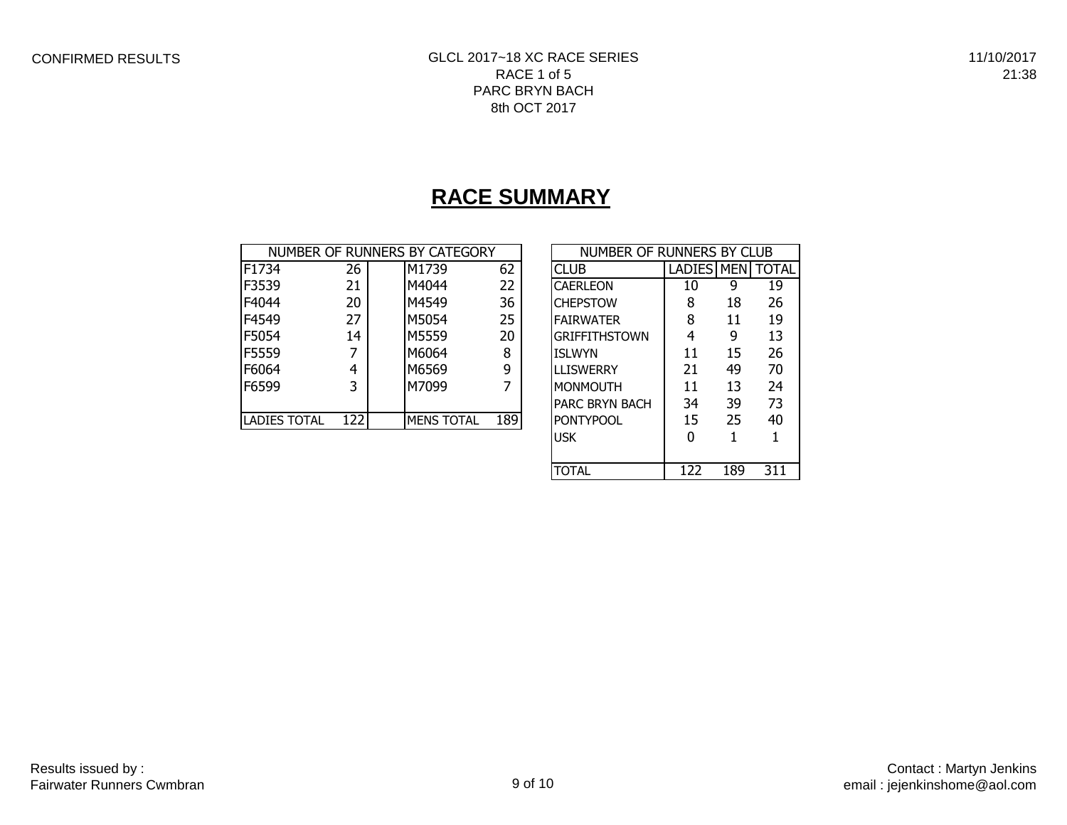CONFIRMED RESULTS

GLCL 2017~18 XC RACE SERIES
RACE 1 of 5
PARC BRYN BACH
8th OCT 2017

11/10/2017
21:38

# RACE SUMMARY

| NUMBER OF RUNNERS BY CATEGORY | | | | |
|---|---|---|---|---|
| F1734 | 26 | | M1739 | 62 |
| F3539 | 21 | | M4044 | 22 |
| F4044 | 20 | | M4549 | 36 |
| F4549 | 27 | | M5054 | 25 |
| F5054 | 14 | | M5559 | 20 |
| F5559 | 7 | | M6064 | 8 |
| F6064 | 4 | | M6569 | 9 |
| F6599 | 3 | | M7099 | 7 |
| | | | | |
| LADIES TOTAL | 122 | | MENS TOTAL | 189 |

| NUMBER OF RUNNERS BY CLUB | | | |
|---|---|---|---|
| CLUB | LADIES | MEN | TOTAL |
| CAERLEON | 10 | 9 | 19 |
| CHEPSTOW | 8 | 18 | 26 |
| FAIRWATER | 8 | 11 | 19 |
| GRIFFITHSTOWN | 4 | 9 | 13 |
| ISLWYN | 11 | 15 | 26 |
| LLISWERRY | 21 | 49 | 70 |
| MONMOUTH | 11 | 13 | 24 |
| PARC BRYN BACH | 34 | 39 | 73 |
| PONTYPOOL | 15 | 25 | 40 |
| USK | 0 | 1 | 1 |
| | | | |
| TOTAL | 122 | 189 | 311 |

Results issued by :
Fairwater Runners Cwmbran

Contact : Martyn Jenkins
email : jejenkinshome@aol.com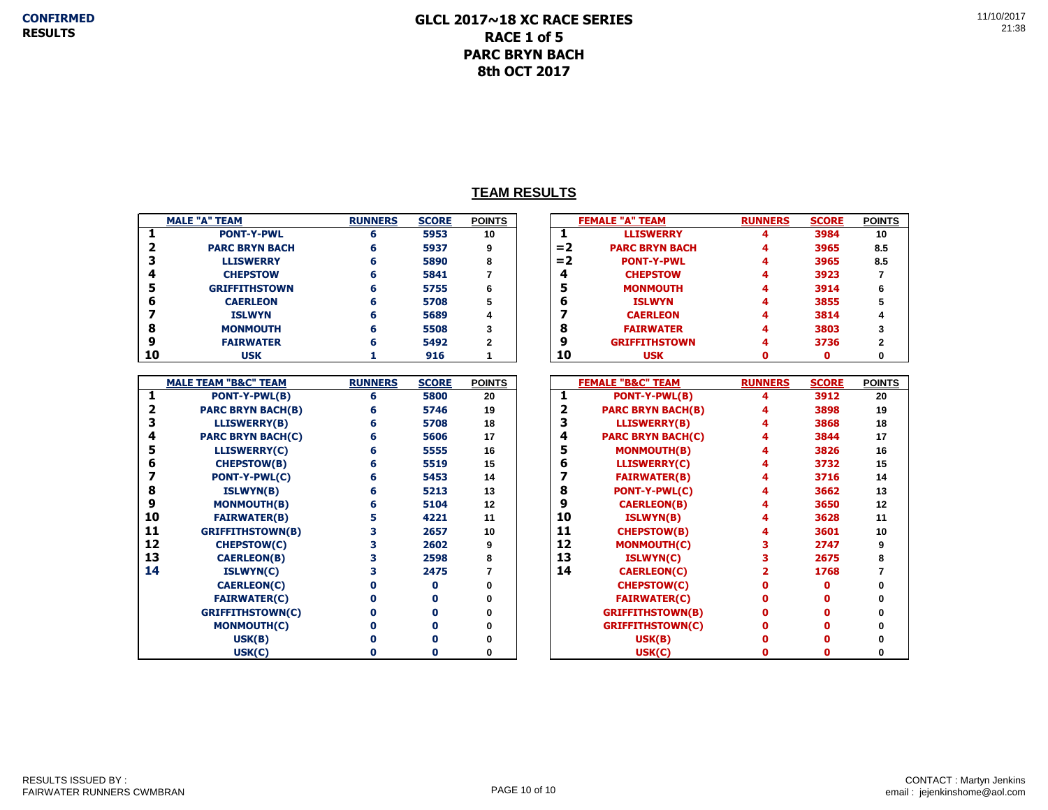**CONFIRMED RESULTS**

# GLCL 2017~18 XC RACE SERIES
# RACE 1 of 5
# PARC BRYN BACH
# 8th OCT 2017

11/10/2017 21:38

## TEAM RESULTS

| | MALE "A" TEAM | RUNNERS | SCORE | POINTS |
|---|---|---|---|---|
| 1 | PONT-Y-PWL | 6 | 5953 | 10 |
| 2 | PARC BRYN BACH | 6 | 5937 | 9 |
| 3 | LLISWERRY | 6 | 5890 | 8 |
| 4 | CHEPSTOW | 6 | 5841 | 7 |
| 5 | GRIFFITHSTOWN | 6 | 5755 | 6 |
| 6 | CAERLEON | 6 | 5708 | 5 |
| 7 | ISLWYN | 6 | 5689 | 4 |
| 8 | MONMOUTH | 6 | 5508 | 3 |
| 9 | FAIRWATER | 6 | 5492 | 2 |
| 10 | USK | 1 | 916 | 1 |

| | FEMALE "A" TEAM | RUNNERS | SCORE | POINTS |
|---|---|---|---|---|
| 1 | LLISWERRY | 4 | 3984 | 10 |
| =2 | PARC BRYN BACH | 4 | 3965 | 8.5 |
| =2 | PONT-Y-PWL | 4 | 3965 | 8.5 |
| 4 | CHEPSTOW | 4 | 3923 | 7 |
| 5 | MONMOUTH | 4 | 3914 | 6 |
| 6 | ISLWYN | 4 | 3855 | 5 |
| 7 | CAERLEON | 4 | 3814 | 4 |
| 8 | FAIRWATER | 4 | 3803 | 3 |
| 9 | GRIFFITHSTOWN | 4 | 3736 | 2 |
| 10 | USK | 0 | 0 | 0 |

| | MALE TEAM "B&C" TEAM | RUNNERS | SCORE | POINTS |
|---|---|---|---|---|
| 1 | PONT-Y-PWL(B) | 6 | 5800 | 20 |
| 2 | PARC BRYN BACH(B) | 6 | 5746 | 19 |
| 3 | LLISWERRY(B) | 6 | 5708 | 18 |
| 4 | PARC BRYN BACH(C) | 6 | 5606 | 17 |
| 5 | LLISWERRY(C) | 6 | 5555 | 16 |
| 6 | CHEPSTOW(B) | 6 | 5519 | 15 |
| 7 | PONT-Y-PWL(C) | 6 | 5453 | 14 |
| 8 | ISLWYN(B) | 6 | 5213 | 13 |
| 9 | MONMOUTH(B) | 6 | 5104 | 12 |
| 10 | FAIRWATER(B) | 5 | 4221 | 11 |
| 11 | GRIFFITHSTOWN(B) | 3 | 2657 | 10 |
| 12 | CHEPSTOW(C) | 3 | 2602 | 9 |
| 13 | CAERLEON(B) | 3 | 2598 | 8 |
| 14 | ISLWYN(C) | 3 | 2475 | 7 |
| | CAERLEON(C) | 0 | 0 | 0 |
| | FAIRWATER(C) | 0 | 0 | 0 |
| | GRIFFITHSTOWN(C) | 0 | 0 | 0 |
| | MONMOUTH(C) | 0 | 0 | 0 |
| | USK(B) | 0 | 0 | 0 |
| | USK(C) | 0 | 0 | 0 |

| | FEMALE "B&C" TEAM | RUNNERS | SCORE | POINTS |
|---|---|---|---|---|
| 1 | PONT-Y-PWL(B) | 4 | 3912 | 20 |
| 2 | PARC BRYN BACH(B) | 4 | 3898 | 19 |
| 3 | LLISWERRY(B) | 4 | 3868 | 18 |
| 4 | PARC BRYN BACH(C) | 4 | 3844 | 17 |
| 5 | MONMOUTH(B) | 4 | 3826 | 16 |
| 6 | LLISWERRY(C) | 4 | 3732 | 15 |
| 7 | FAIRWATER(B) | 4 | 3716 | 14 |
| 8 | PONT-Y-PWL(C) | 4 | 3662 | 13 |
| 9 | CAERLEON(B) | 4 | 3650 | 12 |
| 10 | ISLWYN(B) | 4 | 3628 | 11 |
| 11 | CHEPSTOW(B) | 4 | 3601 | 10 |
| 12 | MONMOUTH(C) | 3 | 2747 | 9 |
| 13 | ISLWYN(C) | 3 | 2675 | 8 |
| 14 | CAERLEON(C) | 2 | 1768 | 7 |
| | CHEPSTOW(C) | 0 | 0 | 0 |
| | FAIRWATER(C) | 0 | 0 | 0 |
| | GRIFFITHSTOWN(B) | 0 | 0 | 0 |
| | GRIFFITHSTOWN(C) | 0 | 0 | 0 |
| | USK(B) | 0 | 0 | 0 |
| | USK(C) | 0 | 0 | 0 |

RESULTS ISSUED BY :
FAIRWATER RUNNERS CWMBRAN

CONTACT : Martyn Jenkins
email : jejenkinshome@aol.com